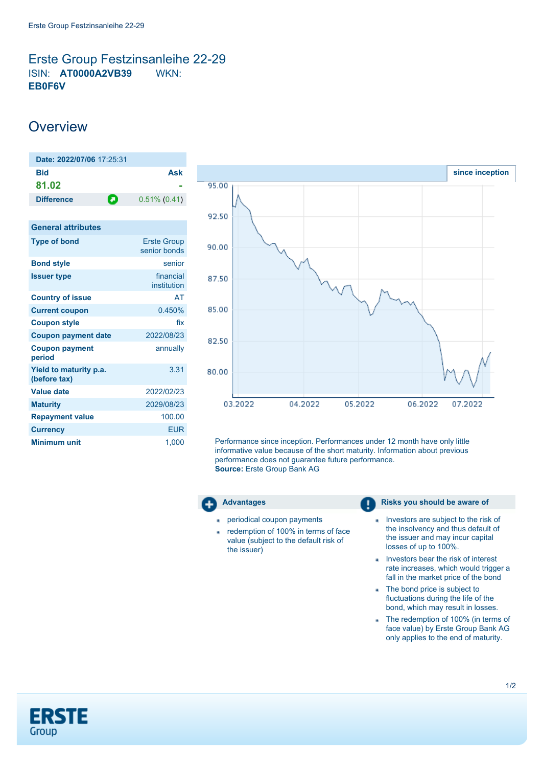# Erste Group Festzinsanleihe 22-29

ISIN: **AT0000A2VB39** WKN: **EB0F6V**

## Overview

| Date: 2022/07/06 17:25:31 | |
|---|---|
| **Bid** | **Ask** |
| 81.02 | - |
| **Difference** | 0.51% (0.41) |

| General attributes | |
|---|---|
| **Type of bond** | Erste Group senior bonds |
| **Bond style** | senior |
| **Issuer type** | financial institution |
| **Country of issue** | AT |
| **Current coupon** | 0.450% |
| **Coupon style** | fix |
| **Coupon payment date** | 2022/08/23 |
| **Coupon payment period** | annually |
| **Yield to maturity p.a. (before tax)** | 3.31 |
| **Value date** | 2022/02/23 |
| **Maturity** | 2029/08/23 |
| **Repayment value** | 100.00 |
| **Currency** | EUR |
| **Minimum unit** | 1,000 |

since inception

Performance since inception. Performances under 12 month have only little informative value because of the short maturity. Information about previous performance does not guarantee future performance.
**Source:** Erste Group Bank AG

### Advantages

- periodical coupon payments
- redemption of 100% in terms of face value (subject to the default risk of the issuer)

### Risks you should be aware of

- Investors are subject to the risk of the insolvency and thus default of the issuer and may incur capital losses of up to 100%.
- Investors bear the risk of interest rate increases, which would trigger a fall in the market price of the bond
- The bond price is subject to fluctuations during the life of the bond, which may result in losses.
- The redemption of 100% (in terms of face value) by Erste Group Bank AG only applies to the end of maturity.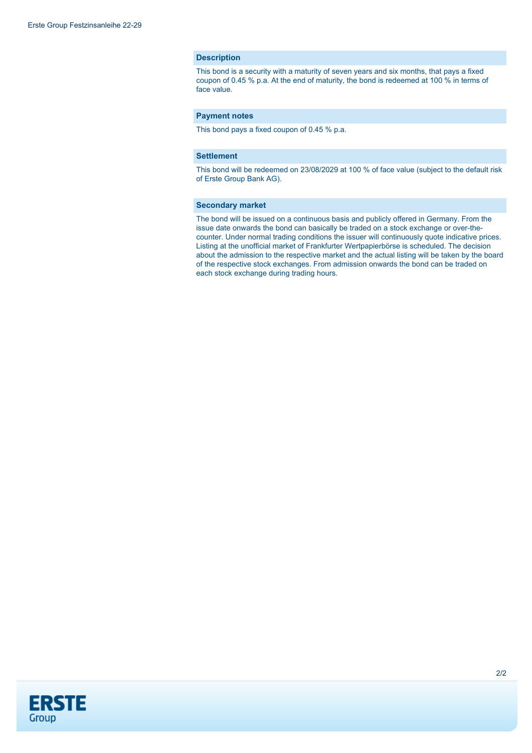## Description

This bond is a security with a maturity of seven years and six months, that pays a fixed coupon of 0.45 % p.a. At the end of maturity, the bond is redeemed at 100 % in terms of face value.

## Payment notes

This bond pays a fixed coupon of 0.45 % p.a.

## Settlement

This bond will be redeemed on 23/08/2029 at 100 % of face value (subject to the default risk of Erste Group Bank AG).

## Secondary market

The bond will be issued on a continuous basis and publicly offered in Germany. From the issue date onwards the bond can basically be traded on a stock exchange or over-the-counter. Under normal trading conditions the issuer will continuously quote indicative prices. Listing at the unofficial market of Frankfurter Wertpapierbörse is scheduled. The decision about the admission to the respective market and the actual listing will be taken by the board of the respective stock exchanges. From admission onwards the bond can be traded on each stock exchange during trading hours.